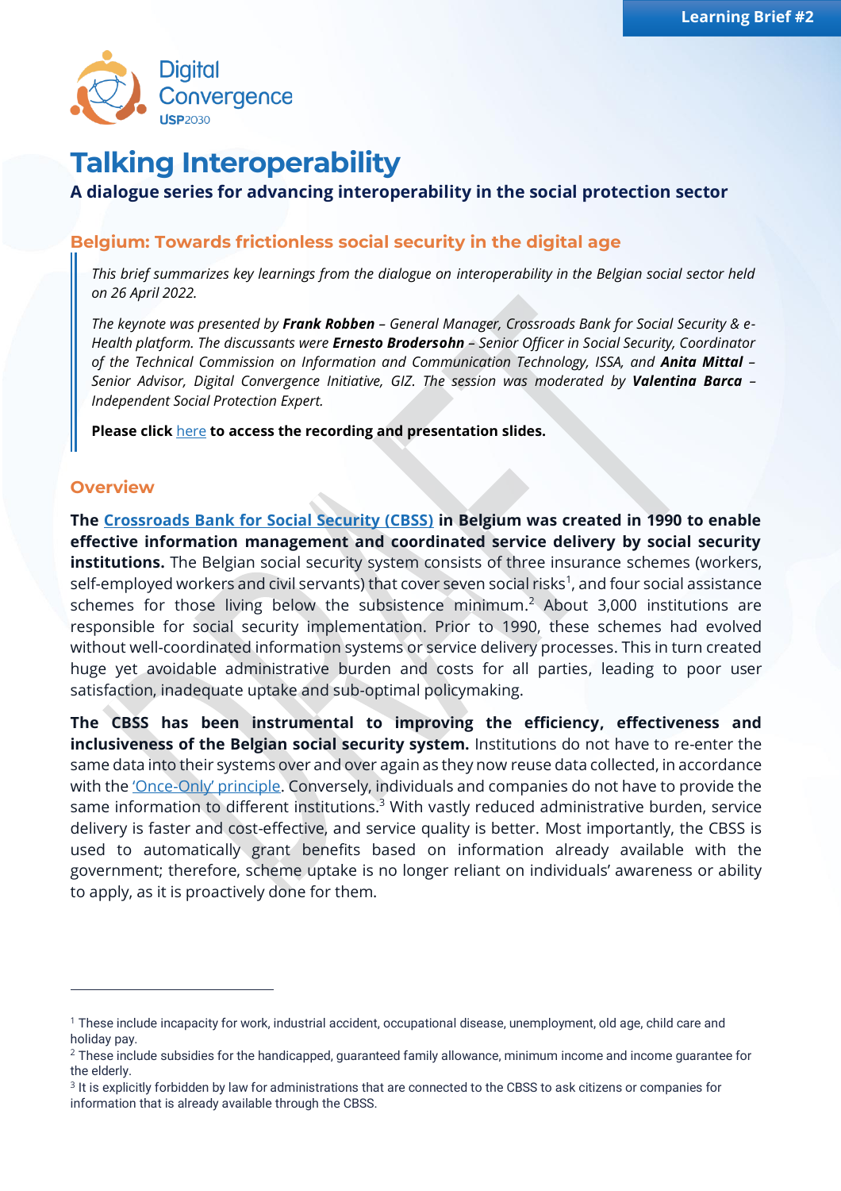Learning Brief #2

Digital Convergence USP2030

# Talking Interoperability

**A dialogue series for advancing interoperability in the social protection sector**

## Belgium: Towards frictionless social security in the digital age

*This brief summarizes key learnings from the dialogue on interoperability in the Belgian social sector held on 26 April 2022.*

*The keynote was presented by **Frank Robben** – General Manager, Crossroads Bank for Social Security & e-Health platform. The discussants were **Ernesto Brodersohn** – Senior Officer in Social Security, Coordinator of the Technical Commission on Information and Communication Technology, ISSA, and **Anita Mittal** – Senior Advisor, Digital Convergence Initiative, GIZ. The session was moderated by **Valentina Barca** – Independent Social Protection Expert.*

**Please click** here **to access the recording and presentation slides.**

## Overview

**The Crossroads Bank for Social Security (CBSS) in Belgium was created in 1990 to enable effective information management and coordinated service delivery by social security institutions.** The Belgian social security system consists of three insurance schemes (workers, self-employed workers and civil servants) that cover seven social risks[1], and four social assistance schemes for those living below the subsistence minimum.[2] About 3,000 institutions are responsible for social security implementation. Prior to 1990, these schemes had evolved without well-coordinated information systems or service delivery processes. This in turn created huge yet avoidable administrative burden and costs for all parties, leading to poor user satisfaction, inadequate uptake and sub-optimal policymaking.

**The CBSS has been instrumental to improving the efficiency, effectiveness and inclusiveness of the Belgian social security system.** Institutions do not have to re-enter the same data into their systems over and over again as they now reuse data collected, in accordance with the 'Once-Only' principle. Conversely, individuals and companies do not have to provide the same information to different institutions.[3] With vastly reduced administrative burden, service delivery is faster and cost-effective, and service quality is better. Most importantly, the CBSS is used to automatically grant benefits based on information already available with the government; therefore, scheme uptake is no longer reliant on individuals' awareness or ability to apply, as it is proactively done for them.

---

[1] These include incapacity for work, industrial accident, occupational disease, unemployment, old age, child care and holiday pay.

[2] These include subsidies for the handicapped, guaranteed family allowance, minimum income and income guarantee for the elderly.

[3] It is explicitly forbidden by law for administrations that are connected to the CBSS to ask citizens or companies for information that is already available through the CBSS.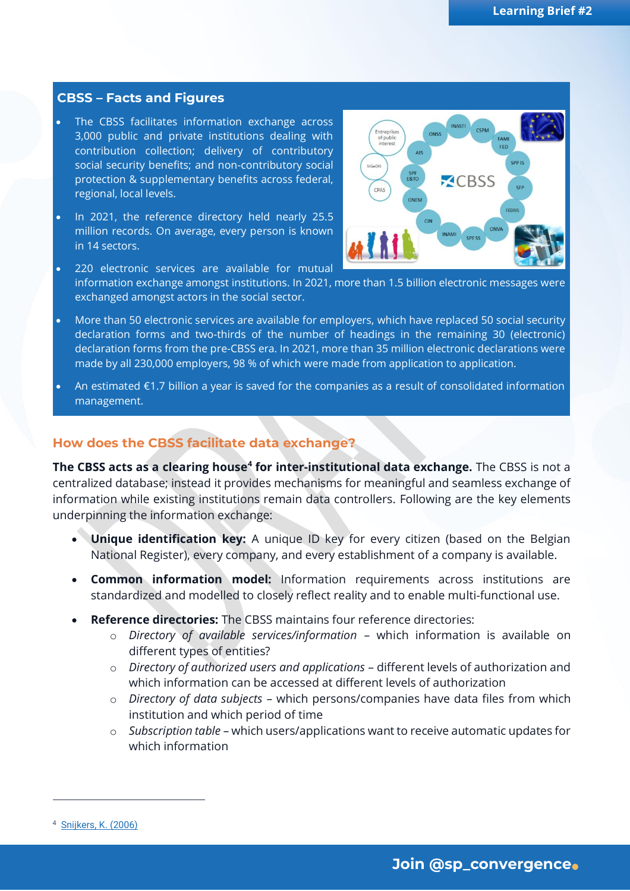## CBSS – Facts and Figures

- The CBSS facilitates information exchange across 3,000 public and private institutions dealing with contribution collection; delivery of contributory social security benefits; and non-contributory social protection & supplementary benefits across federal, regional, local levels.
- In 2021, the reference directory held nearly 25.5 million records. On average, every person is known in 14 sectors.
- 220 electronic services are available for mutual information exchange amongst institutions. In 2021, more than 1.5 billion electronic messages were exchanged amongst actors in the social sector.
- More than 50 electronic services are available for employers, which have replaced 50 social security declaration forms and two-thirds of the number of headings in the remaining 30 (electronic) declaration forms from the pre-CBSS era. In 2021, more than 35 million electronic declarations were made by all 230,000 employers, 98 % of which were made from application to application.
- An estimated €1.7 billion a year is saved for the companies as a result of consolidated information management.

## How does the CBSS facilitate data exchange?

**The CBSS acts as a clearing house[4] for inter-institutional data exchange.** The CBSS is not a centralized database; instead it provides mechanisms for meaningful and seamless exchange of information while existing institutions remain data controllers. Following are the key elements underpinning the information exchange:

- **Unique identification key:** A unique ID key for every citizen (based on the Belgian National Register), every company, and every establishment of a company is available.
- **Common information model:** Information requirements across institutions are standardized and modelled to closely reflect reality and to enable multi-functional use.
- **Reference directories:** The CBSS maintains four reference directories:
  - *Directory of available services/information* – which information is available on different types of entities?
  - *Directory of authorized users and applications* – different levels of authorization and which information can be accessed at different levels of authorization
  - *Directory of data subjects* – which persons/companies have data files from which institution and which period of time
  - *Subscription table* – which users/applications want to receive automatic updates for which information

[4] Snijkers, K. (2006)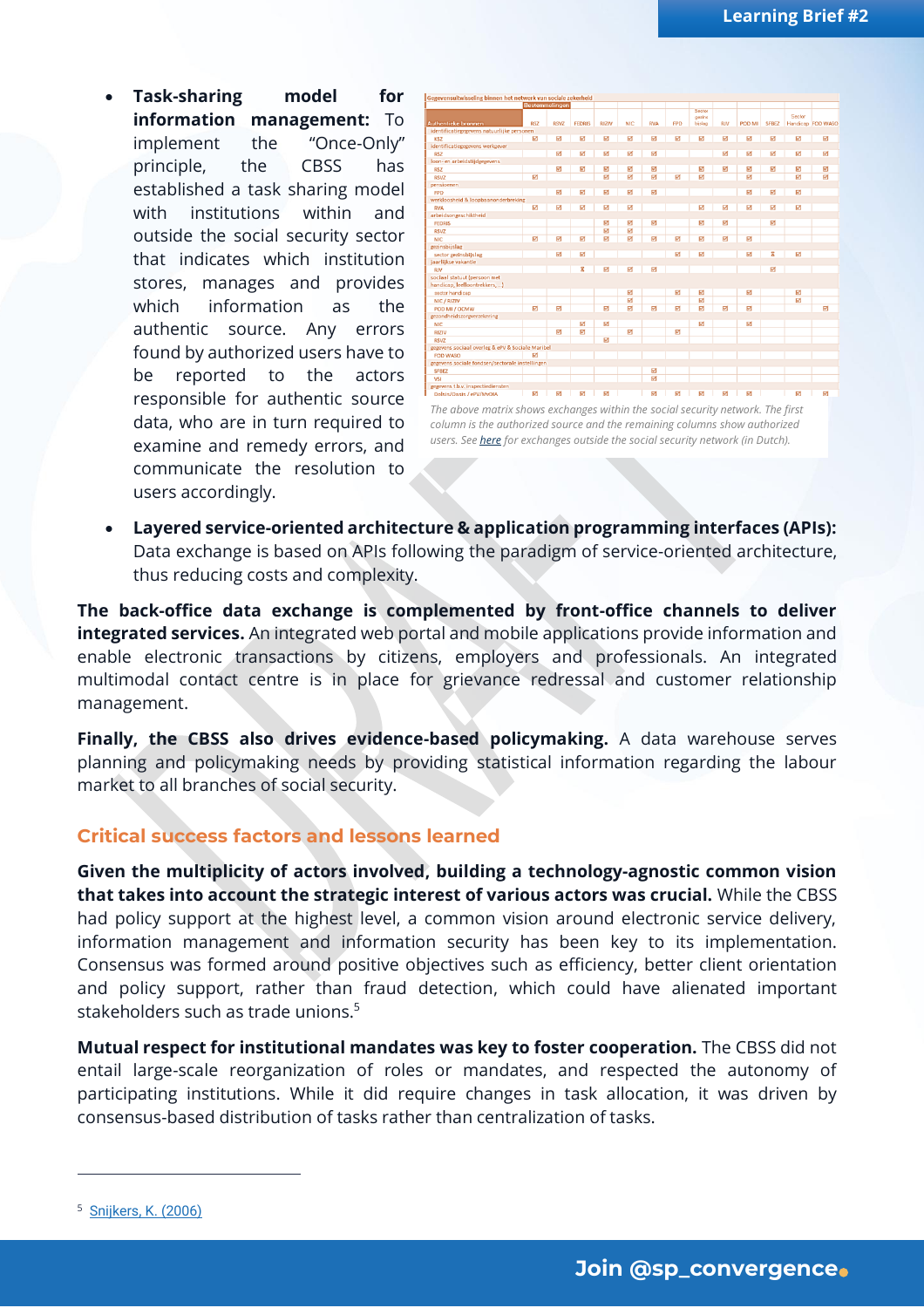- **Task-sharing model for information management:** To implement the "Once-Only" principle, the CBSS has established a task sharing model with institutions within and outside the social security sector that indicates which institution stores, manages and provides which information as the authentic source. Any errors found by authorized users have to be reported to the actors responsible for authentic source data, who are in turn required to examine and remedy errors, and communicate the resolution to users accordingly.

*The above matrix shows exchanges within the social security network. The first column is the authorized source and the remaining columns show authorized users. See here for exchanges outside the social security network (in Dutch).*

- **Layered service-oriented architecture & application programming interfaces (APIs):** Data exchange is based on APIs following the paradigm of service-oriented architecture, thus reducing costs and complexity.

**The back-office data exchange is complemented by front-office channels to deliver integrated services.** An integrated web portal and mobile applications provide information and enable electronic transactions by citizens, employers and professionals. An integrated multimodal contact centre is in place for grievance redressal and customer relationship management.

**Finally, the CBSS also drives evidence-based policymaking.** A data warehouse serves planning and policymaking needs by providing statistical information regarding the labour market to all branches of social security.

## Critical success factors and lessons learned

**Given the multiplicity of actors involved, building a technology-agnostic common vision that takes into account the strategic interest of various actors was crucial.** While the CBSS had policy support at the highest level, a common vision around electronic service delivery, information management and information security has been key to its implementation. Consensus was formed around positive objectives such as efficiency, better client orientation and policy support, rather than fraud detection, which could have alienated important stakeholders such as trade unions.[5]

**Mutual respect for institutional mandates was key to foster cooperation.** The CBSS did not entail large-scale reorganization of roles or mandates, and respected the autonomy of participating institutions. While it did require changes in task allocation, it was driven by consensus-based distribution of tasks rather than centralization of tasks.

[5] Snijkers, K. (2006)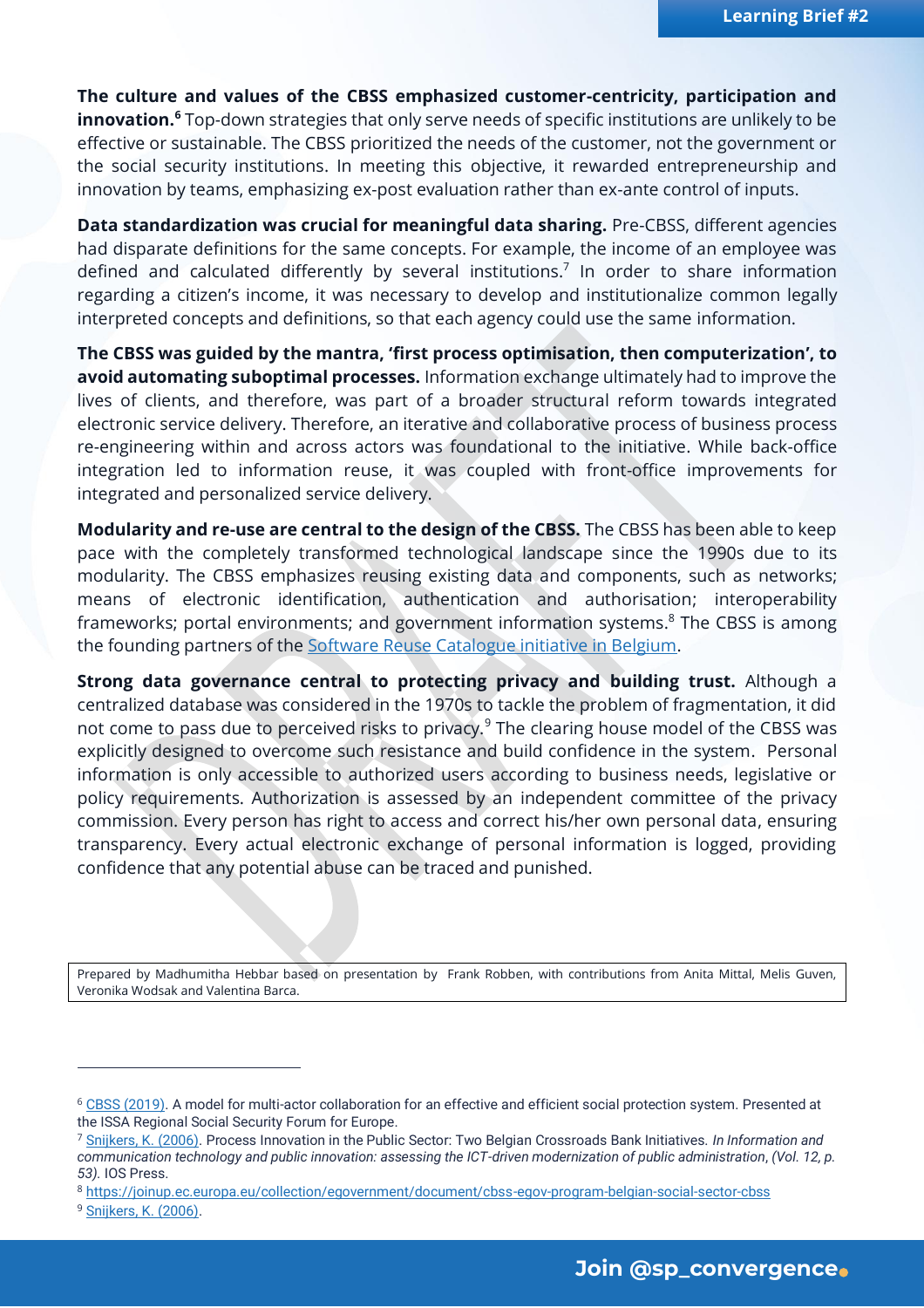**The culture and values of the CBSS emphasized customer-centricity, participation and innovation.**[6] Top-down strategies that only serve needs of specific institutions are unlikely to be effective or sustainable. The CBSS prioritized the needs of the customer, not the government or the social security institutions. In meeting this objective, it rewarded entrepreneurship and innovation by teams, emphasizing ex-post evaluation rather than ex-ante control of inputs.

**Data standardization was crucial for meaningful data sharing.** Pre-CBSS, different agencies had disparate definitions for the same concepts. For example, the income of an employee was defined and calculated differently by several institutions.[7] In order to share information regarding a citizen's income, it was necessary to develop and institutionalize common legally interpreted concepts and definitions, so that each agency could use the same information.

**The CBSS was guided by the mantra, 'first process optimisation, then computerization', to avoid automating suboptimal processes.** Information exchange ultimately had to improve the lives of clients, and therefore, was part of a broader structural reform towards integrated electronic service delivery. Therefore, an iterative and collaborative process of business process re-engineering within and across actors was foundational to the initiative. While back-office integration led to information reuse, it was coupled with front-office improvements for integrated and personalized service delivery.

**Modularity and re-use are central to the design of the CBSS.** The CBSS has been able to keep pace with the completely transformed technological landscape since the 1990s due to its modularity. The CBSS emphasizes reusing existing data and components, such as networks; means of electronic identification, authentication and authorisation; interoperability frameworks; portal environments; and government information systems.[8] The CBSS is among the founding partners of the [Software Reuse Catalogue initiative in Belgium](#).

**Strong data governance central to protecting privacy and building trust.** Although a centralized database was considered in the 1970s to tackle the problem of fragmentation, it did not come to pass due to perceived risks to privacy.[9] The clearing house model of the CBSS was explicitly designed to overcome such resistance and build confidence in the system. Personal information is only accessible to authorized users according to business needs, legislative or policy requirements. Authorization is assessed by an independent committee of the privacy commission. Every person has right to access and correct his/her own personal data, ensuring transparency. Every actual electronic exchange of personal information is logged, providing confidence that any potential abuse can be traced and punished.

Prepared by Madhumitha Hebbar based on presentation by Frank Robben, with contributions from Anita Mittal, Melis Guven, Veronika Wodsak and Valentina Barca.

---

[6] CBSS (2019). A model for multi-actor collaboration for an effective and efficient social protection system. Presented at the ISSA Regional Social Security Forum for Europe.

[7] Snijkers, K. (2006). Process Innovation in the Public Sector: Two Belgian Crossroads Bank Initiatives. *In Information and communication technology and public innovation: assessing the ICT-driven modernization of public administration*, *(Vol. 12, p. 53).* IOS Press.

[8] https://joinup.ec.europa.eu/collection/egovernment/document/cbss-egov-program-belgian-social-sector-cbss

[9] Snijkers, K. (2006).